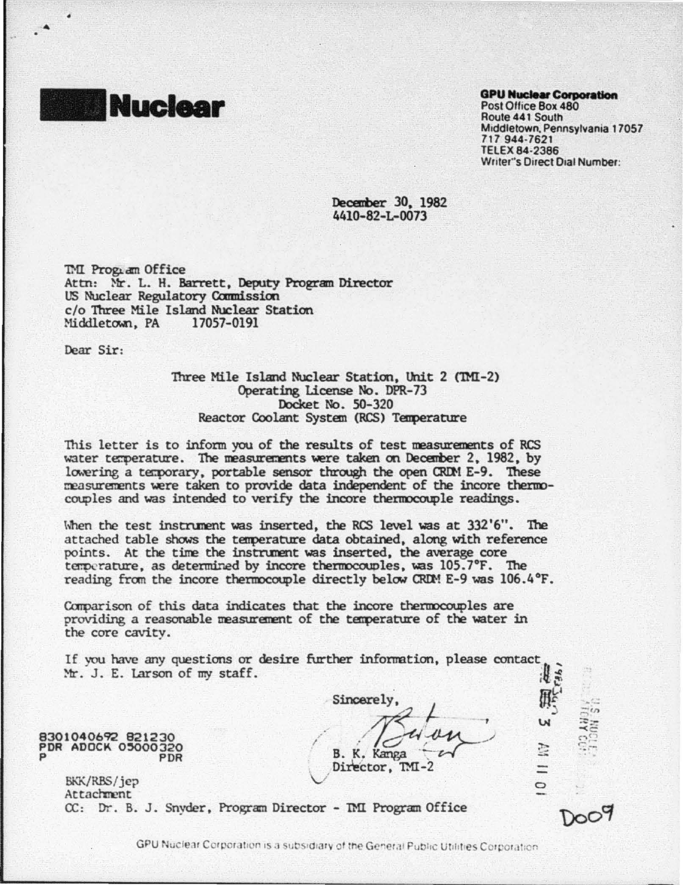# Nuclear

**GPU Nuclear Corporation**
Post Office Box 480
Route 441 South
Middletown, Pennsylvania 17057
717 944-7621
TELEX 84-2386
Writer's Direct Dial Number:

December 30, 1982
4410-82-L-0073

TMI Program Office
Attn: Mr. L. H. Barrett, Deputy Program Director
US Nuclear Regulatory Commission
c/o Three Mile Island Nuclear Station
Middletown, PA 17057-0191

Dear Sir:

Three Mile Island Nuclear Station, Unit 2 (TMI-2)
Operating License No. DPR-73
Docket No. 50-320
Reactor Coolant System (RCS) Temperature

This letter is to inform you of the results of test measurements of RCS water temperature. The measurements were taken on December 2, 1982, by lowering a temporary, portable sensor through the open CRDM E-9. These measurements were taken to provide data independent of the incore thermocouples and was intended to verify the incore thermocouple readings.

When the test instrument was inserted, the RCS level was at 332'6". The attached table shows the temperature data obtained, along with reference points. At the time the instrument was inserted, the average core temperature, as determined by incore thermocouples, was 105.7°F. The reading from the incore thermocouple directly below CRDM E-9 was 106.4°F.

Comparison of this data indicates that the incore thermocouples are providing a reasonable measurement of the temperature of the water in the core cavity.

If you have any questions or desire further information, please contact Mr. J. E. Larson of my staff.

Sincerely,

B. K. Kanga
Director, TMI-2

8301040692 821230
PDR ADOCK 05000320
P PDR

BKK/RBS/jep
Attachment
CC: Dr. B. J. Snyder, Program Director - TMI Program Office

D009

GPU Nuclear Corporation is a subsidiary of the General Public Utilities Corporation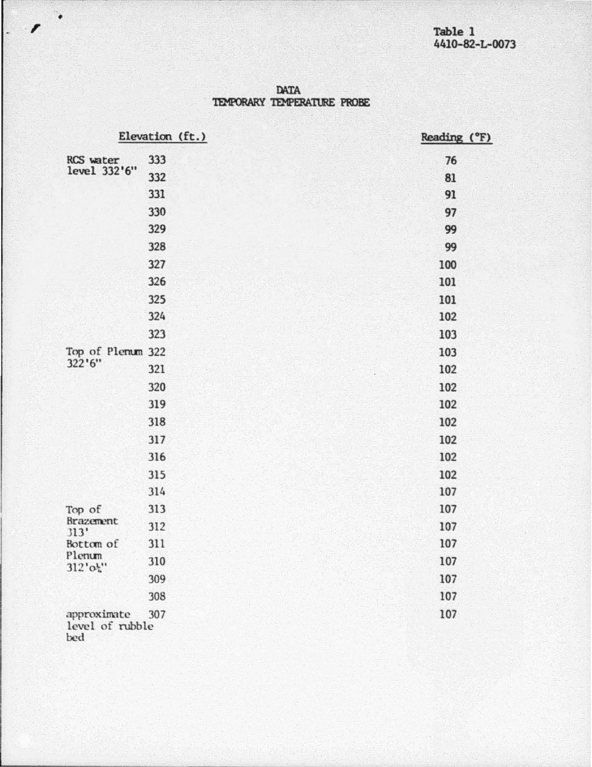Table 1
4410-82-L-0073

## DATA
## TEMPORARY TEMPERATURE PROBE

| Elevation (ft.) | | Reading (°F) |
|---|---|---|
| RCS water level 332'6" | 333 | 76 |
| | 332 | 81 |
| | 331 | 91 |
| | 330 | 97 |
| | 329 | 99 |
| | 328 | 99 |
| | 327 | 100 |
| | 326 | 101 |
| | 325 | 101 |
| | 324 | 102 |
| | 323 | 103 |
| Top of Plenum 322'6" | 322 | 103 |
| | 321 | 102 |
| | 320 | 102 |
| | 319 | 102 |
| | 318 | 102 |
| | 317 | 102 |
| | 316 | 102 |
| | 315 | 102 |
| | 314 | 107 |
| Top of Brazement 313' | 313 | 107 |
| | 312 | 107 |
| Bottom of Plenum 312'0½" | 311 | 107 |
| | 310 | 107 |
| | 309 | 107 |
| | 308 | 107 |
| approximate level of rubble bed | 307 | 107 |